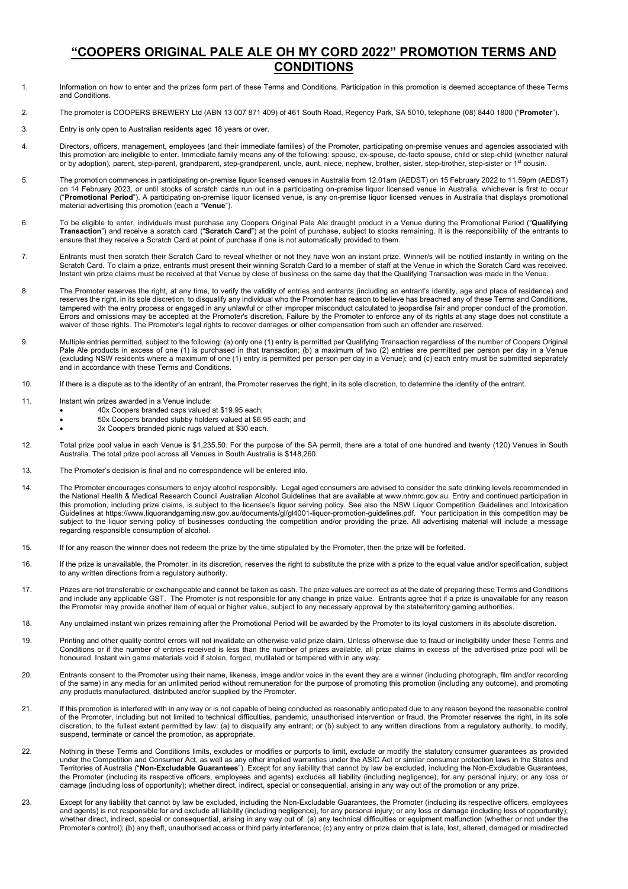# "COOPERS ORIGINAL PALE ALE OH MY CORD 2022" PROMOTION TERMS AND CONDITIONS

1. Information on how to enter and the prizes form part of these Terms and Conditions. Participation in this promotion is deemed acceptance of these Terms and Conditions.

2. The promoter is COOPERS BREWERY Ltd (ABN 13 007 871 409) of 461 South Road, Regency Park, SA 5010, telephone (08) 8440 1800 ("**Promoter**").

3. Entry is only open to Australian residents aged 18 years or over.

4. Directors, officers, management, employees (and their immediate families) of the Promoter, participating on-premise venues and agencies associated with this promotion are ineligible to enter. Immediate family means any of the following: spouse, ex-spouse, de-facto spouse, child or step-child (whether natural or by adoption), parent, step-parent, grandparent, step-grandparent, uncle, aunt, niece, nephew, brother, sister, step-brother, step-sister or 1st cousin.

5. The promotion commences in participating on-premise liquor licensed venues in Australia from 12.01am (AEDST) on 15 February 2022 to 11.59pm (AEDST) on 14 February 2023, or until stocks of scratch cards run out in a participating on-premise liquor licensed venue in Australia, whichever is first to occur ("**Promotional Period**"). A participating on-premise liquor licensed venue, is any on-premise liquor licensed venues in Australia that displays promotional material advertising this promotion (each a "**Venue**").

6. To be eligible to enter, individuals must purchase any Coopers Original Pale Ale draught product in a Venue during the Promotional Period ("**Qualifying Transaction**") and receive a scratch card ("**Scratch Card**") at the point of purchase, subject to stocks remaining. It is the responsibility of the entrants to ensure that they receive a Scratch Card at point of purchase if one is not automatically provided to them.

7. Entrants must then scratch their Scratch Card to reveal whether or not they have won an instant prize. Winner/s will be notified instantly in writing on the Scratch Card. To claim a prize, entrants must present their winning Scratch Card to a member of staff at the Venue in which the Scratch Card was received. Instant win prize claims must be received at that Venue by close of business on the same day that the Qualifying Transaction was made in the Venue.

8. The Promoter reserves the right, at any time, to verify the validity of entries and entrants (including an entrant's identity, age and place of residence) and reserves the right, in its sole discretion, to disqualify any individual who the Promoter has reason to believe has breached any of these Terms and Conditions, tampered with the entry process or engaged in any unlawful or other improper misconduct calculated to jeopardise fair and proper conduct of the promotion. Errors and omissions may be accepted at the Promoter's discretion. Failure by the Promoter to enforce any of its rights at any stage does not constitute a waiver of those rights. The Promoter's legal rights to recover damages or other compensation from such an offender are reserved.

9. Multiple entries permitted, subject to the following: (a) only one (1) entry is permitted per Qualifying Transaction regardless of the number of Coopers Original Pale Ale products in excess of one (1) is purchased in that transaction; (b) a maximum of two (2) entries are permitted per person per day in a Venue (excluding NSW residents where a maximum of one (1) entry is permitted per person per day in a Venue); and (c) each entry must be submitted separately and in accordance with these Terms and Conditions.

10. If there is a dispute as to the identity of an entrant, the Promoter reserves the right, in its sole discretion, to determine the identity of the entrant.

11. Instant win prizes awarded in a Venue include:
    - 40x Coopers branded caps valued at $19.95 each;
    - 50x Coopers branded stubby holders valued at $6.95 each; and
    - 3x Coopers branded picnic rugs valued at $30 each.

12. Total prize pool value in each Venue is $1,235.50. For the purpose of the SA permit, there are a total of one hundred and twenty (120) Venues in South Australia. The total prize pool across all Venues in South Australia is $148,260.

13. The Promoter's decision is final and no correspondence will be entered into.

14. The Promoter encourages consumers to enjoy alcohol responsibly. Legal aged consumers are advised to consider the safe drinking levels recommended in the National Health & Medical Research Council Australian Alcohol Guidelines that are available at www.nhmrc.gov.au. Entry and continued participation in this promotion, including prize claims, is subject to the licensee's liquor serving policy. See also the NSW Liquor Competition Guidelines and Intoxication Guidelines at https://www.liquorandgaming.nsw.gov.au/documents/gl/gl4001-liquor-promotion-guidelines.pdf. Your participation in this competition may be subject to the liquor serving policy of businesses conducting the competition and/or providing the prize. All advertising material will include a message regarding responsible consumption of alcohol.

15. If for any reason the winner does not redeem the prize by the time stipulated by the Promoter, then the prize will be forfeited.

16. If the prize is unavailable, the Promoter, in its discretion, reserves the right to substitute the prize with a prize to the equal value and/or specification, subject to any written directions from a regulatory authority.

17. Prizes are not transferable or exchangeable and cannot be taken as cash. The prize values are correct as at the date of preparing these Terms and Conditions and include any applicable GST. The Promoter is not responsible for any change in prize value. Entrants agree that if a prize is unavailable for any reason the Promoter may provide another item of equal or higher value, subject to any necessary approval by the state/territory gaming authorities.

18. Any unclaimed instant win prizes remaining after the Promotional Period will be awarded by the Promoter to its loyal customers in its absolute discretion.

19. Printing and other quality control errors will not invalidate an otherwise valid prize claim. Unless otherwise due to fraud or ineligibility under these Terms and Conditions or if the number of entries received is less than the number of prizes available, all prize claims in excess of the advertised prize pool will be honoured. Instant win game materials void if stolen, forged, mutilated or tampered with in any way.

20. Entrants consent to the Promoter using their name, likeness, image and/or voice in the event they are a winner (including photograph, film and/or recording of the same) in any media for an unlimited period without remuneration for the purpose of promoting this promotion (including any outcome), and promoting any products manufactured, distributed and/or supplied by the Promoter.

21. If this promotion is interfered with in any way or is not capable of being conducted as reasonably anticipated due to any reason beyond the reasonable control of the Promoter, including but not limited to technical difficulties, pandemic, unauthorised intervention or fraud, the Promoter reserves the right, in its sole discretion, to the fullest extent permitted by law: (a) to disqualify any entrant; or (b) subject to any written directions from a regulatory authority, to modify, suspend, terminate or cancel the promotion, as appropriate.

22. Nothing in these Terms and Conditions limits, excludes or modifies or purports to limit, exclude or modify the statutory consumer guarantees as provided under the Competition and Consumer Act, as well as any other implied warranties under the ASIC Act or similar consumer protection laws in the States and Territories of Australia ("**Non-Excludable Guarantees**"). Except for any liability that cannot by law be excluded, including the Non-Excludable Guarantees, the Promoter (including its respective officers, employees and agents) excludes all liability (including negligence), for any personal injury; or any loss or damage (including loss of opportunity); whether direct, indirect, special or consequential, arising in any way out of the promotion or any prize.

23. Except for any liability that cannot by law be excluded, including the Non-Excludable Guarantees, the Promoter (including its respective officers, employees and agents) is not responsible for and exclude all liability (including negligence), for any personal injury; or any loss or damage (including loss of opportunity); whether direct, indirect, special or consequential, arising in any way out of: (a) any technical difficulties or equipment malfunction (whether or not under the Promoter's control); (b) any theft, unauthorised access or third party interference; (c) any entry or prize claim that is late, lost, altered, damaged or misdirected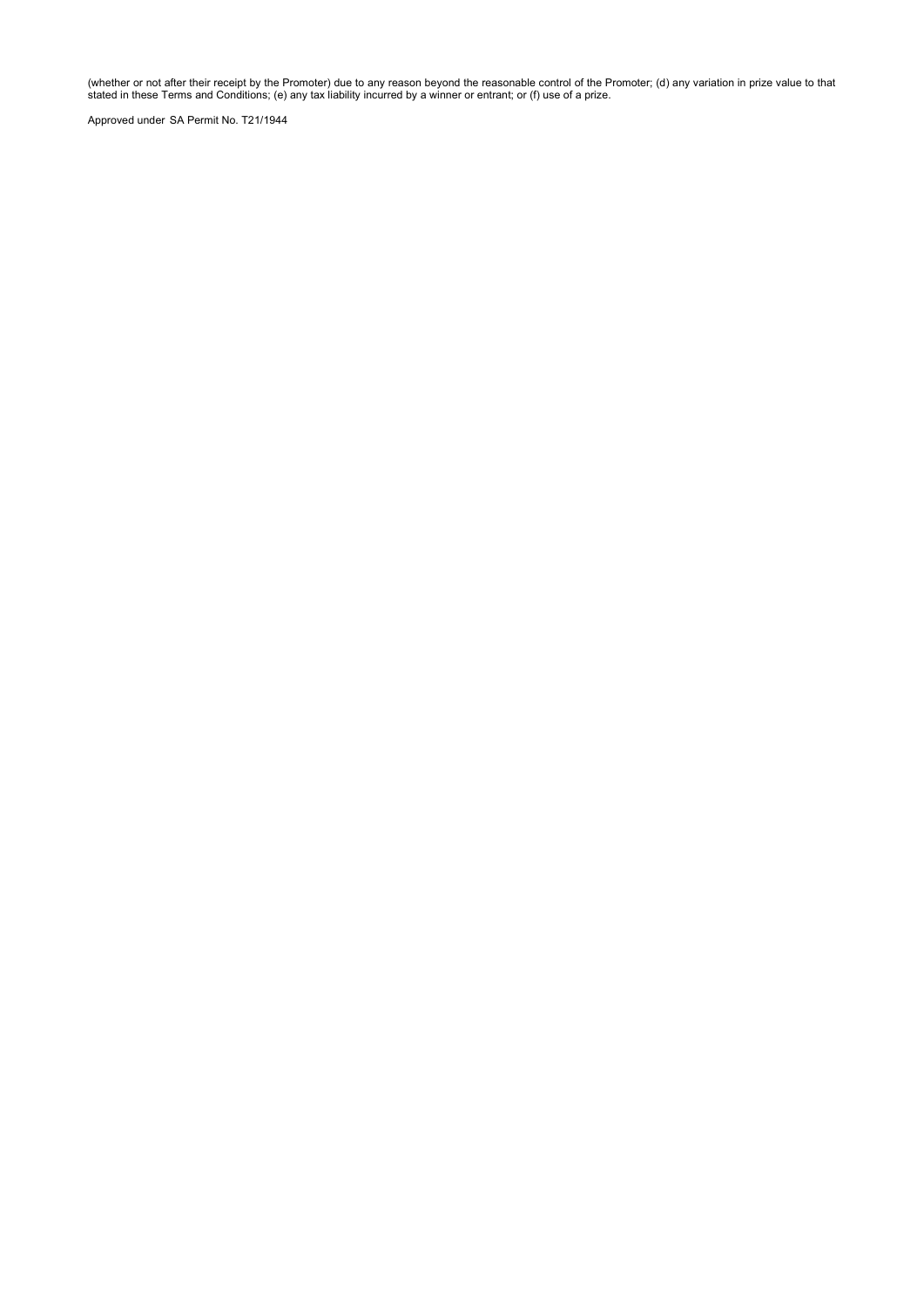(whether or not after their receipt by the Promoter) due to any reason beyond the reasonable control of the Promoter; (d) any variation in prize value to that stated in these Terms and Conditions; (e) any tax liability incurred by a winner or entrant; or (f) use of a prize.

Approved under SA Permit No. T21/1944